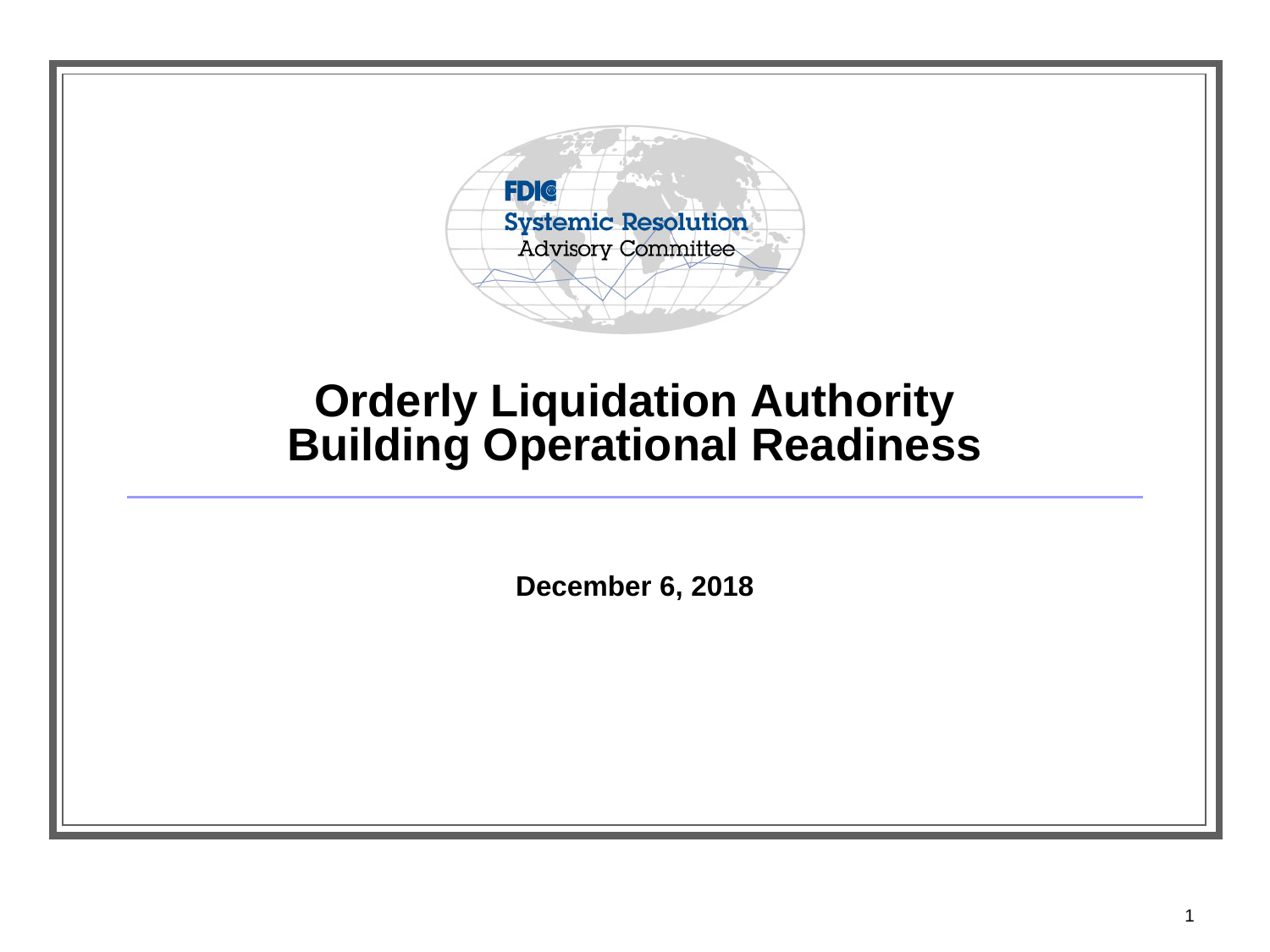FDIC

Systemic Resolution
Advisory Committee

# Orderly Liquidation Authority Building Operational Readiness

**December 6, 2018**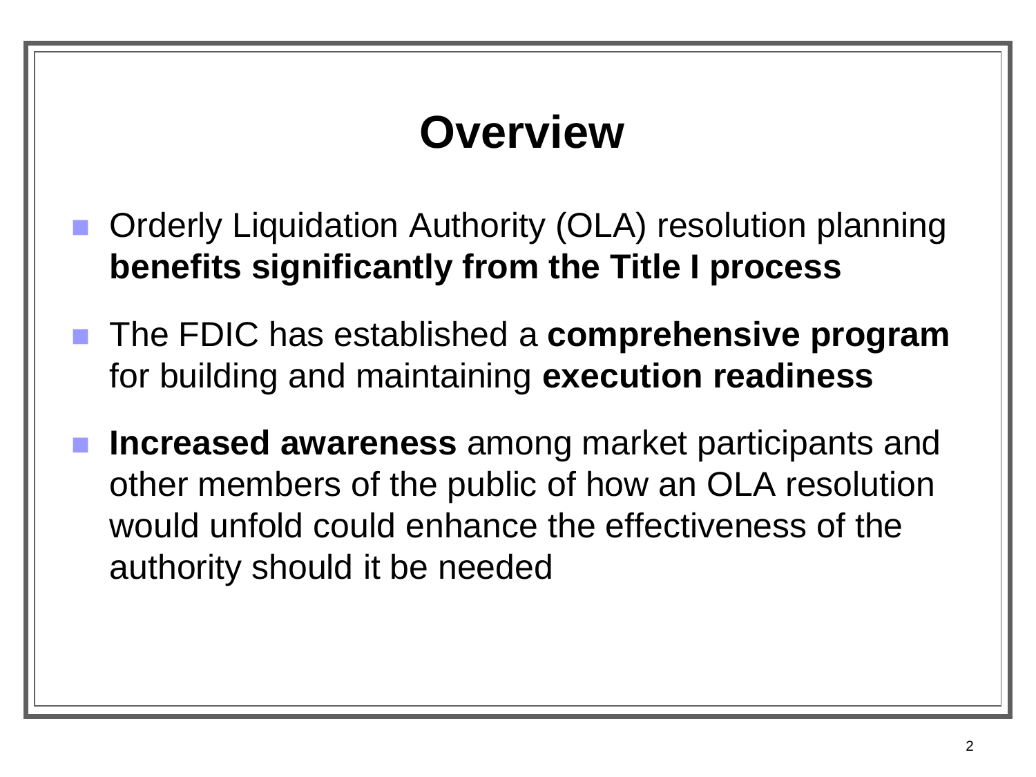# Overview

- Orderly Liquidation Authority (OLA) resolution planning **benefits significantly from the Title I process**
- The FDIC has established a **comprehensive program** for building and maintaining **execution readiness**
- **Increased awareness** among market participants and other members of the public of how an OLA resolution would unfold could enhance the effectiveness of the authority should it be needed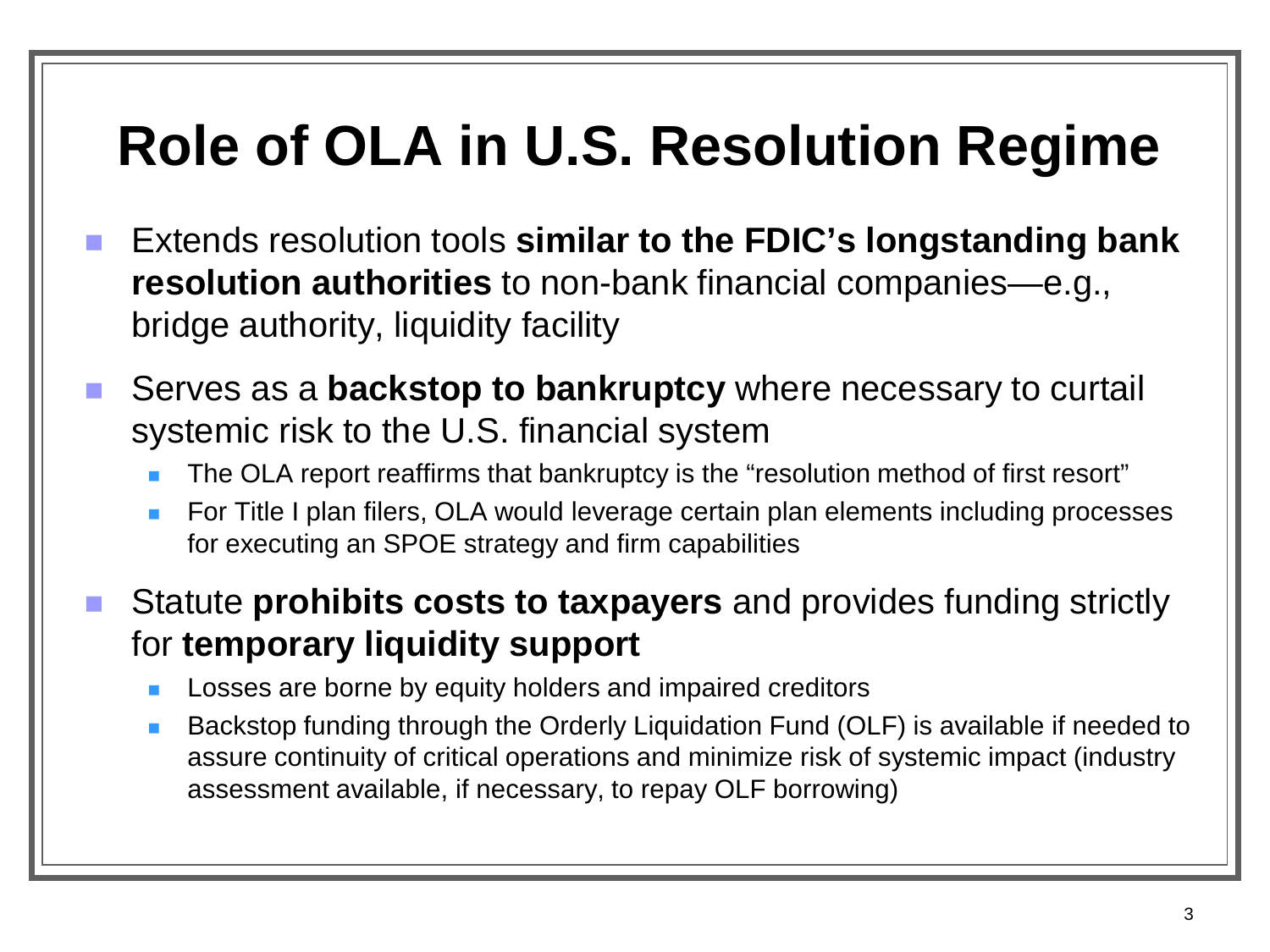# Role of OLA in U.S. Resolution Regime

- Extends resolution tools **similar to the FDIC's longstanding bank resolution authorities** to non-bank financial companies—e.g., bridge authority, liquidity facility
- Serves as a **backstop to bankruptcy** where necessary to curtail systemic risk to the U.S. financial system
  - The OLA report reaffirms that bankruptcy is the "resolution method of first resort"
  - For Title I plan filers, OLA would leverage certain plan elements including processes for executing an SPOE strategy and firm capabilities
- Statute **prohibits costs to taxpayers** and provides funding strictly for **temporary liquidity support**
  - Losses are borne by equity holders and impaired creditors
  - Backstop funding through the Orderly Liquidation Fund (OLF) is available if needed to assure continuity of critical operations and minimize risk of systemic impact (industry assessment available, if necessary, to repay OLF borrowing)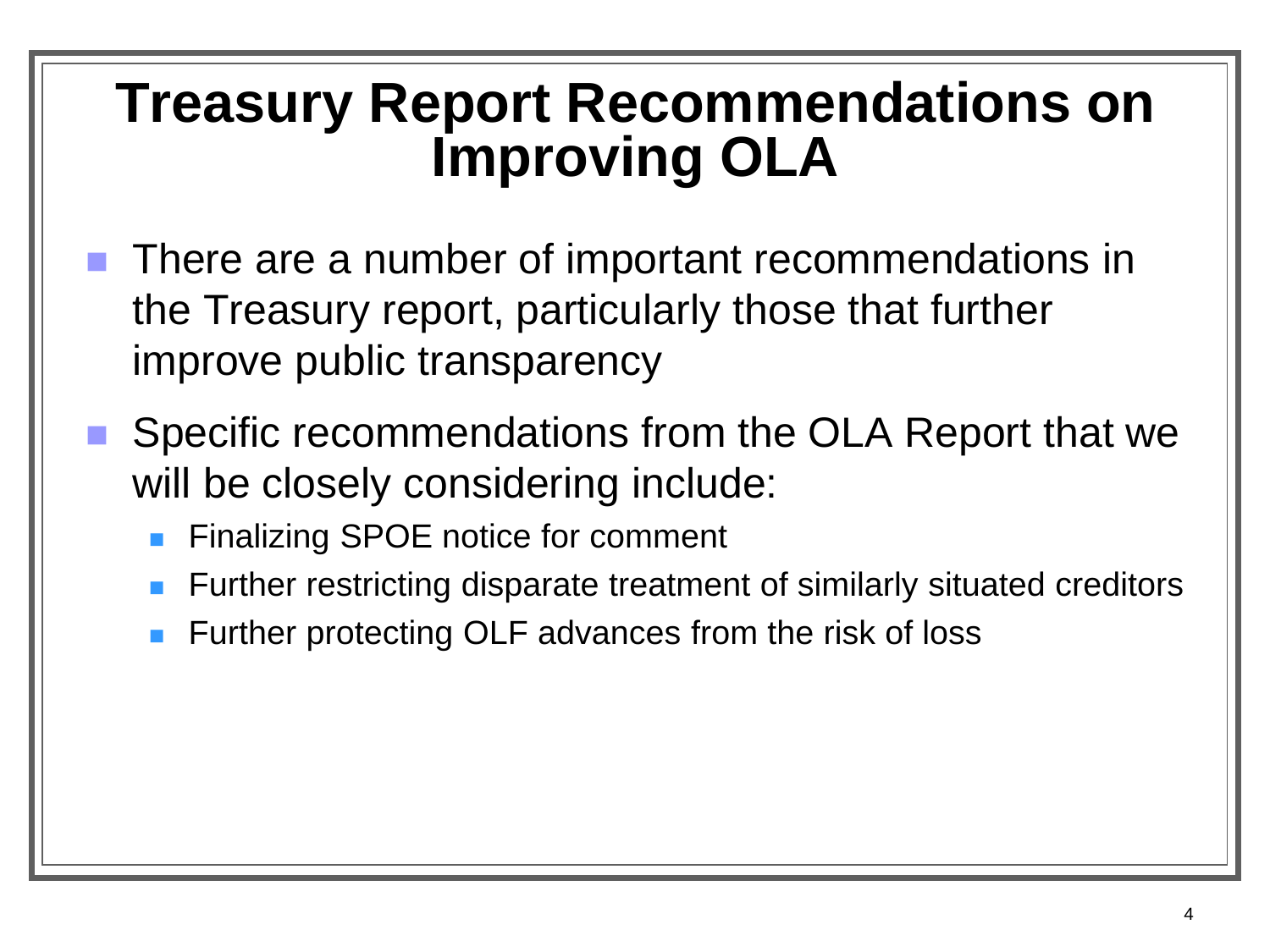# Treasury Report Recommendations on Improving OLA

- There are a number of important recommendations in the Treasury report, particularly those that further improve public transparency
- Specific recommendations from the OLA Report that we will be closely considering include:
  - Finalizing SPOE notice for comment
  - Further restricting disparate treatment of similarly situated creditors
  - Further protecting OLF advances from the risk of loss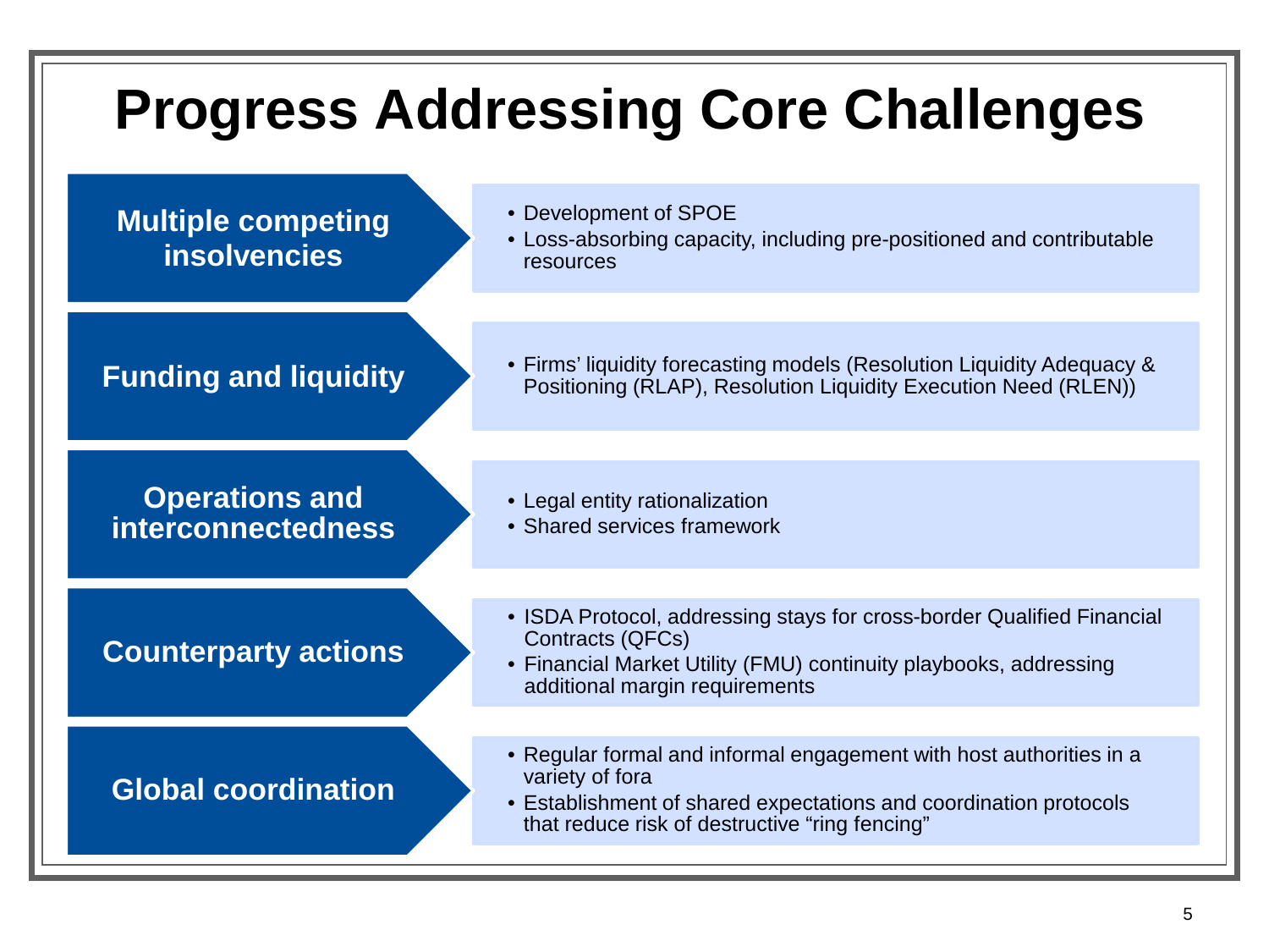# Progress Addressing Core Challenges

## Multiple competing insolvencies

- Development of SPOE
- Loss-absorbing capacity, including pre-positioned and contributable resources

## Funding and liquidity

- Firms' liquidity forecasting models (Resolution Liquidity Adequacy & Positioning (RLAP), Resolution Liquidity Execution Need (RLEN))

## Operations and interconnectedness

- Legal entity rationalization
- Shared services framework

## Counterparty actions

- ISDA Protocol, addressing stays for cross-border Qualified Financial Contracts (QFCs)
- Financial Market Utility (FMU) continuity playbooks, addressing additional margin requirements

## Global coordination

- Regular formal and informal engagement with host authorities in a variety of fora
- Establishment of shared expectations and coordination protocols that reduce risk of destructive "ring fencing"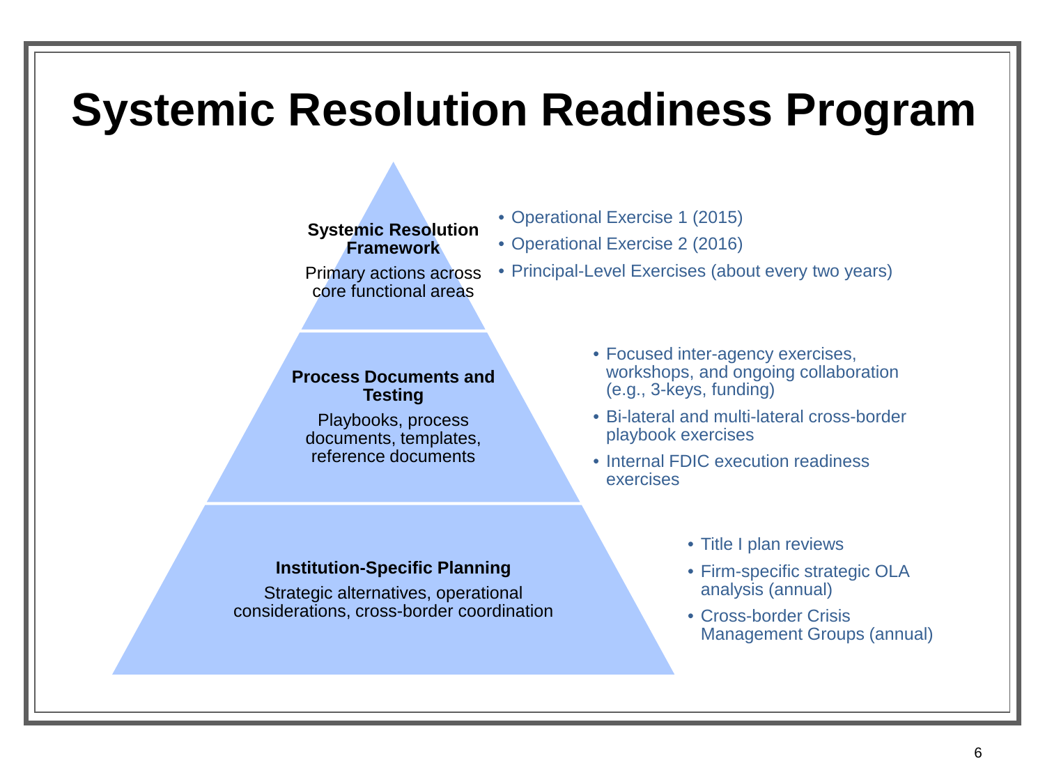# Systemic Resolution Readiness Program

**Systemic Resolution Framework**

Primary actions across core functional areas

- Operational Exercise 1 (2015)
- Operational Exercise 2 (2016)
- Principal-Level Exercises (about every two years)

**Process Documents and Testing**

Playbooks, process documents, templates, reference documents

- Focused inter-agency exercises, workshops, and ongoing collaboration (e.g., 3-keys, funding)
- Bi-lateral and multi-lateral cross-border playbook exercises
- Internal FDIC execution readiness exercises

**Institution-Specific Planning**

Strategic alternatives, operational considerations, cross-border coordination

- Title I plan reviews
- Firm-specific strategic OLA analysis (annual)
- Cross-border Crisis Management Groups (annual)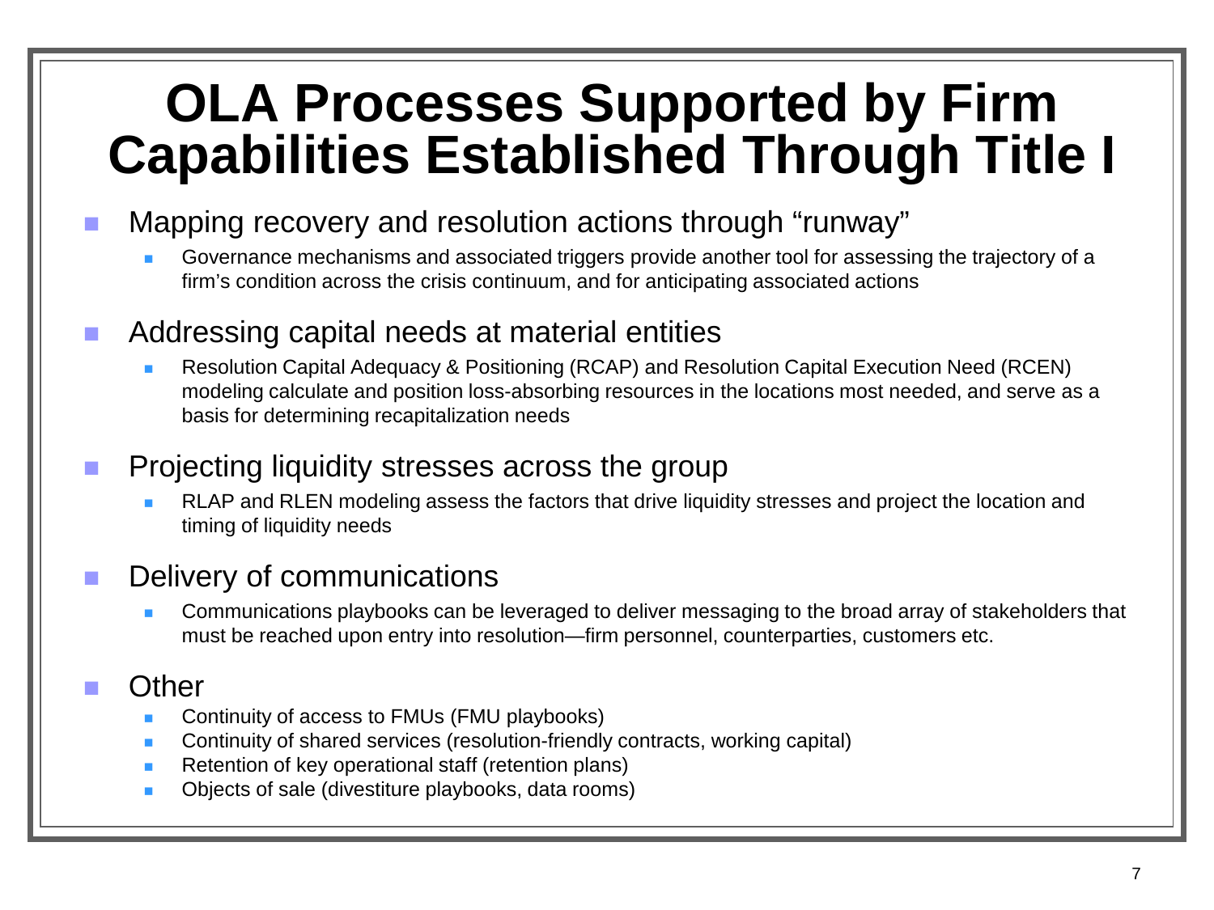# OLA Processes Supported by Firm Capabilities Established Through Title I

- Mapping recovery and resolution actions through "runway"
  - Governance mechanisms and associated triggers provide another tool for assessing the trajectory of a firm's condition across the crisis continuum, and for anticipating associated actions
- Addressing capital needs at material entities
  - Resolution Capital Adequacy & Positioning (RCAP) and Resolution Capital Execution Need (RCEN) modeling calculate and position loss-absorbing resources in the locations most needed, and serve as a basis for determining recapitalization needs
- Projecting liquidity stresses across the group
  - RLAP and RLEN modeling assess the factors that drive liquidity stresses and project the location and timing of liquidity needs
- Delivery of communications
  - Communications playbooks can be leveraged to deliver messaging to the broad array of stakeholders that must be reached upon entry into resolution—firm personnel, counterparties, customers etc.
- Other
  - Continuity of access to FMUs (FMU playbooks)
  - Continuity of shared services (resolution-friendly contracts, working capital)
  - Retention of key operational staff (retention plans)
  - Objects of sale (divestiture playbooks, data rooms)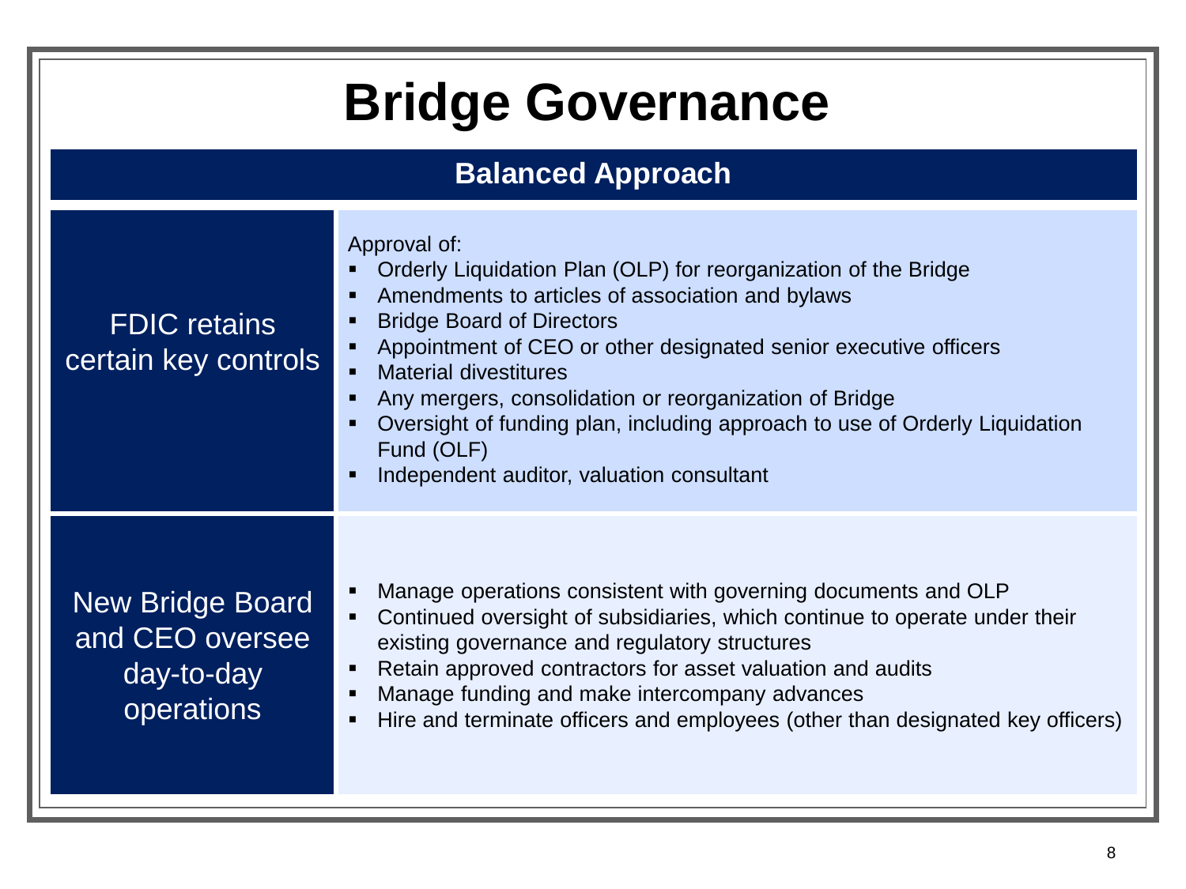# Bridge Governance

## Balanced Approach

| | |
|---|---|
| FDIC retains certain key controls | Approval of:<br>▪ Orderly Liquidation Plan (OLP) for reorganization of the Bridge<br>▪ Amendments to articles of association and bylaws<br>▪ Bridge Board of Directors<br>▪ Appointment of CEO or other designated senior executive officers<br>▪ Material divestitures<br>▪ Any mergers, consolidation or reorganization of Bridge<br>▪ Oversight of funding plan, including approach to use of Orderly Liquidation Fund (OLF)<br>▪ Independent auditor, valuation consultant |
| New Bridge Board and CEO oversee day-to-day operations | ▪ Manage operations consistent with governing documents and OLP<br>▪ Continued oversight of subsidiaries, which continue to operate under their existing governance and regulatory structures<br>▪ Retain approved contractors for asset valuation and audits<br>▪ Manage funding and make intercompany advances<br>▪ Hire and terminate officers and employees (other than designated key officers) |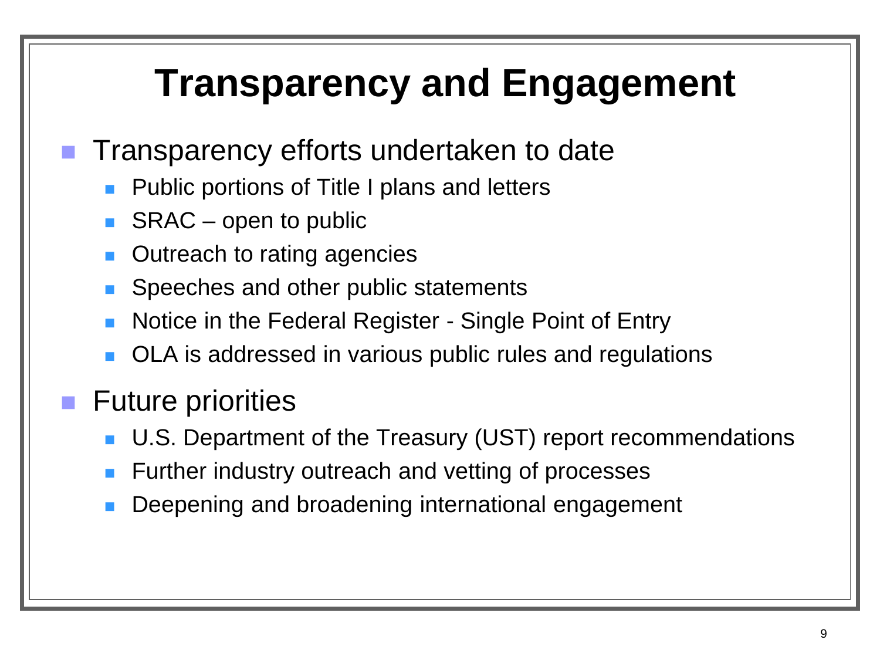# Transparency and Engagement

- Transparency efforts undertaken to date
  - Public portions of Title I plans and letters
  - SRAC – open to public
  - Outreach to rating agencies
  - Speeches and other public statements
  - Notice in the Federal Register - Single Point of Entry
  - OLA is addressed in various public rules and regulations
- Future priorities
  - U.S. Department of the Treasury (UST) report recommendations
  - Further industry outreach and vetting of processes
  - Deepening and broadening international engagement